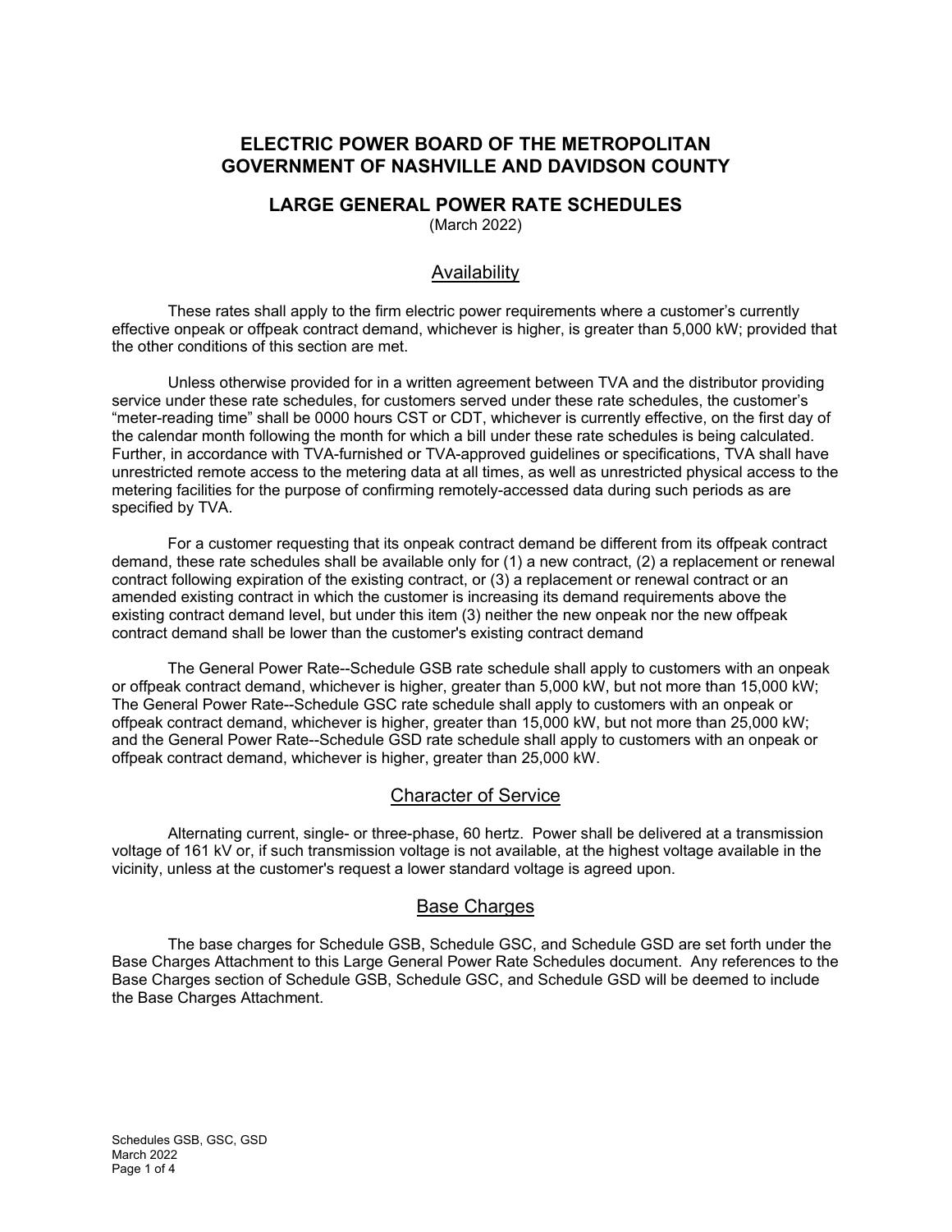# ELECTRIC POWER BOARD OF THE METROPOLITAN GOVERNMENT OF NASHVILLE AND DAVIDSON COUNTY

## LARGE GENERAL POWER RATE SCHEDULES

(March 2022)

### Availability

These rates shall apply to the firm electric power requirements where a customer's currently effective onpeak or offpeak contract demand, whichever is higher, is greater than 5,000 kW; provided that the other conditions of this section are met.

Unless otherwise provided for in a written agreement between TVA and the distributor providing service under these rate schedules, for customers served under these rate schedules, the customer's "meter-reading time" shall be 0000 hours CST or CDT, whichever is currently effective, on the first day of the calendar month following the month for which a bill under these rate schedules is being calculated. Further, in accordance with TVA-furnished or TVA-approved guidelines or specifications, TVA shall have unrestricted remote access to the metering data at all times, as well as unrestricted physical access to the metering facilities for the purpose of confirming remotely-accessed data during such periods as are specified by TVA.

For a customer requesting that its onpeak contract demand be different from its offpeak contract demand, these rate schedules shall be available only for (1) a new contract, (2) a replacement or renewal contract following expiration of the existing contract, or (3) a replacement or renewal contract or an amended existing contract in which the customer is increasing its demand requirements above the existing contract demand level, but under this item (3) neither the new onpeak nor the new offpeak contract demand shall be lower than the customer's existing contract demand

The General Power Rate--Schedule GSB rate schedule shall apply to customers with an onpeak or offpeak contract demand, whichever is higher, greater than 5,000 kW, but not more than 15,000 kW; The General Power Rate--Schedule GSC rate schedule shall apply to customers with an onpeak or offpeak contract demand, whichever is higher, greater than 15,000 kW, but not more than 25,000 kW; and the General Power Rate--Schedule GSD rate schedule shall apply to customers with an onpeak or offpeak contract demand, whichever is higher, greater than 25,000 kW.

### Character of Service

Alternating current, single- or three-phase, 60 hertz. Power shall be delivered at a transmission voltage of 161 kV or, if such transmission voltage is not available, at the highest voltage available in the vicinity, unless at the customer's request a lower standard voltage is agreed upon.

### Base Charges

The base charges for Schedule GSB, Schedule GSC, and Schedule GSD are set forth under the Base Charges Attachment to this Large General Power Rate Schedules document. Any references to the Base Charges section of Schedule GSB, Schedule GSC, and Schedule GSD will be deemed to include the Base Charges Attachment.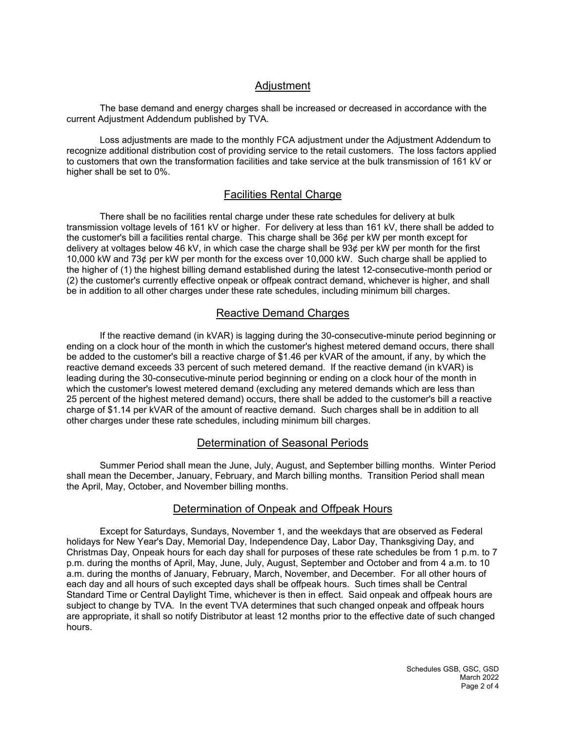## Adjustment

The base demand and energy charges shall be increased or decreased in accordance with the current Adjustment Addendum published by TVA.

Loss adjustments are made to the monthly FCA adjustment under the Adjustment Addendum to recognize additional distribution cost of providing service to the retail customers. The loss factors applied to customers that own the transformation facilities and take service at the bulk transmission of 161 kV or higher shall be set to 0%.

## Facilities Rental Charge

There shall be no facilities rental charge under these rate schedules for delivery at bulk transmission voltage levels of 161 kV or higher. For delivery at less than 161 kV, there shall be added to the customer's bill a facilities rental charge. This charge shall be 36¢ per kW per month except for delivery at voltages below 46 kV, in which case the charge shall be 93¢ per kW per month for the first 10,000 kW and 73¢ per kW per month for the excess over 10,000 kW. Such charge shall be applied to the higher of (1) the highest billing demand established during the latest 12-consecutive-month period or (2) the customer's currently effective onpeak or offpeak contract demand, whichever is higher, and shall be in addition to all other charges under these rate schedules, including minimum bill charges.

## Reactive Demand Charges

If the reactive demand (in kVAR) is lagging during the 30-consecutive-minute period beginning or ending on a clock hour of the month in which the customer's highest metered demand occurs, there shall be added to the customer's bill a reactive charge of $1.46 per kVAR of the amount, if any, by which the reactive demand exceeds 33 percent of such metered demand. If the reactive demand (in kVAR) is leading during the 30-consecutive-minute period beginning or ending on a clock hour of the month in which the customer's lowest metered demand (excluding any metered demands which are less than 25 percent of the highest metered demand) occurs, there shall be added to the customer's bill a reactive charge of $1.14 per kVAR of the amount of reactive demand. Such charges shall be in addition to all other charges under these rate schedules, including minimum bill charges.

## Determination of Seasonal Periods

Summer Period shall mean the June, July, August, and September billing months. Winter Period shall mean the December, January, February, and March billing months. Transition Period shall mean the April, May, October, and November billing months.

## Determination of Onpeak and Offpeak Hours

Except for Saturdays, Sundays, November 1, and the weekdays that are observed as Federal holidays for New Year's Day, Memorial Day, Independence Day, Labor Day, Thanksgiving Day, and Christmas Day, Onpeak hours for each day shall for purposes of these rate schedules be from 1 p.m. to 7 p.m. during the months of April, May, June, July, August, September and October and from 4 a.m. to 10 a.m. during the months of January, February, March, November, and December. For all other hours of each day and all hours of such excepted days shall be offpeak hours. Such times shall be Central Standard Time or Central Daylight Time, whichever is then in effect. Said onpeak and offpeak hours are subject to change by TVA. In the event TVA determines that such changed onpeak and offpeak hours are appropriate, it shall so notify Distributor at least 12 months prior to the effective date of such changed hours.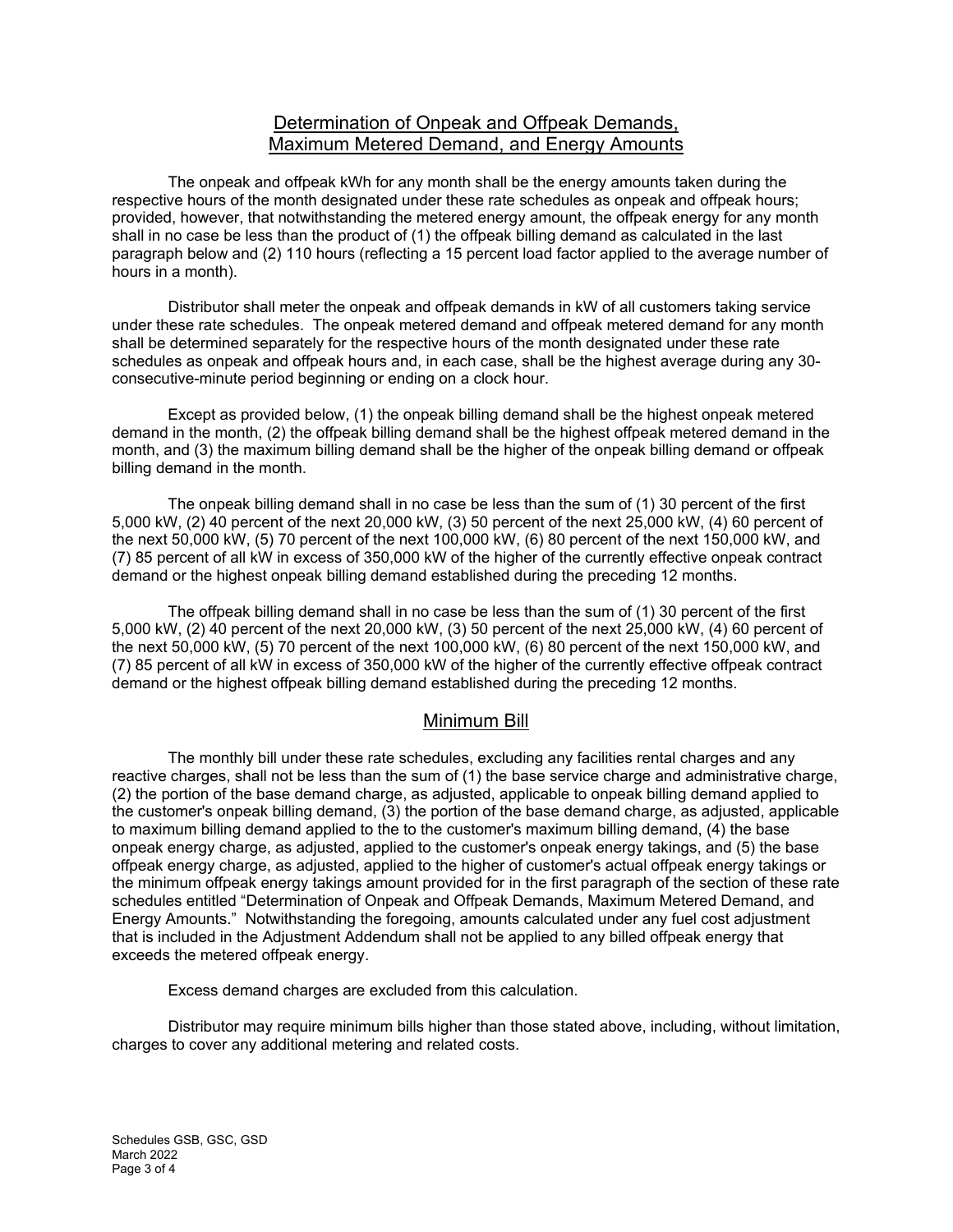## Determination of Onpeak and Offpeak Demands, Maximum Metered Demand, and Energy Amounts

The onpeak and offpeak kWh for any month shall be the energy amounts taken during the respective hours of the month designated under these rate schedules as onpeak and offpeak hours; provided, however, that notwithstanding the metered energy amount, the offpeak energy for any month shall in no case be less than the product of (1) the offpeak billing demand as calculated in the last paragraph below and (2) 110 hours (reflecting a 15 percent load factor applied to the average number of hours in a month).

Distributor shall meter the onpeak and offpeak demands in kW of all customers taking service under these rate schedules. The onpeak metered demand and offpeak metered demand for any month shall be determined separately for the respective hours of the month designated under these rate schedules as onpeak and offpeak hours and, in each case, shall be the highest average during any 30-consecutive-minute period beginning or ending on a clock hour.

Except as provided below, (1) the onpeak billing demand shall be the highest onpeak metered demand in the month, (2) the offpeak billing demand shall be the highest offpeak metered demand in the month, and (3) the maximum billing demand shall be the higher of the onpeak billing demand or offpeak billing demand in the month.

The onpeak billing demand shall in no case be less than the sum of (1) 30 percent of the first 5,000 kW, (2) 40 percent of the next 20,000 kW, (3) 50 percent of the next 25,000 kW, (4) 60 percent of the next 50,000 kW, (5) 70 percent of the next 100,000 kW, (6) 80 percent of the next 150,000 kW, and (7) 85 percent of all kW in excess of 350,000 kW of the higher of the currently effective onpeak contract demand or the highest onpeak billing demand established during the preceding 12 months.

The offpeak billing demand shall in no case be less than the sum of (1) 30 percent of the first 5,000 kW, (2) 40 percent of the next 20,000 kW, (3) 50 percent of the next 25,000 kW, (4) 60 percent of the next 50,000 kW, (5) 70 percent of the next 100,000 kW, (6) 80 percent of the next 150,000 kW, and (7) 85 percent of all kW in excess of 350,000 kW of the higher of the currently effective offpeak contract demand or the highest offpeak billing demand established during the preceding 12 months.

## Minimum Bill

The monthly bill under these rate schedules, excluding any facilities rental charges and any reactive charges, shall not be less than the sum of (1) the base service charge and administrative charge, (2) the portion of the base demand charge, as adjusted, applicable to onpeak billing demand applied to the customer's onpeak billing demand, (3) the portion of the base demand charge, as adjusted, applicable to maximum billing demand applied to the to the customer's maximum billing demand, (4) the base onpeak energy charge, as adjusted, applied to the customer's onpeak energy takings, and (5) the base offpeak energy charge, as adjusted, applied to the higher of customer's actual offpeak energy takings or the minimum offpeak energy takings amount provided for in the first paragraph of the section of these rate schedules entitled "Determination of Onpeak and Offpeak Demands, Maximum Metered Demand, and Energy Amounts." Notwithstanding the foregoing, amounts calculated under any fuel cost adjustment that is included in the Adjustment Addendum shall not be applied to any billed offpeak energy that exceeds the metered offpeak energy.

Excess demand charges are excluded from this calculation.

Distributor may require minimum bills higher than those stated above, including, without limitation, charges to cover any additional metering and related costs.

Schedules GSB, GSC, GSD
March 2022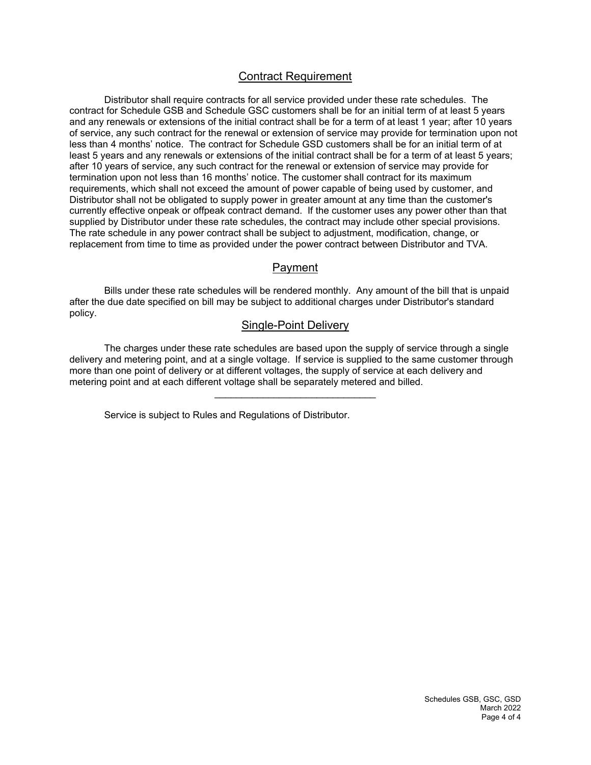## Contract Requirement

Distributor shall require contracts for all service provided under these rate schedules. The contract for Schedule GSB and Schedule GSC customers shall be for an initial term of at least 5 years and any renewals or extensions of the initial contract shall be for a term of at least 1 year; after 10 years of service, any such contract for the renewal or extension of service may provide for termination upon not less than 4 months' notice. The contract for Schedule GSD customers shall be for an initial term of at least 5 years and any renewals or extensions of the initial contract shall be for a term of at least 5 years; after 10 years of service, any such contract for the renewal or extension of service may provide for termination upon not less than 16 months' notice. The customer shall contract for its maximum requirements, which shall not exceed the amount of power capable of being used by customer, and Distributor shall not be obligated to supply power in greater amount at any time than the customer's currently effective onpeak or offpeak contract demand. If the customer uses any power other than that supplied by Distributor under these rate schedules, the contract may include other special provisions. The rate schedule in any power contract shall be subject to adjustment, modification, change, or replacement from time to time as provided under the power contract between Distributor and TVA.

## Payment

Bills under these rate schedules will be rendered monthly. Any amount of the bill that is unpaid after the due date specified on bill may be subject to additional charges under Distributor's standard policy.

## Single-Point Delivery

The charges under these rate schedules are based upon the supply of service through a single delivery and metering point, and at a single voltage. If service is supplied to the same customer through more than one point of delivery or at different voltages, the supply of service at each delivery and metering point and at each different voltage shall be separately metered and billed.

---

Service is subject to Rules and Regulations of Distributor.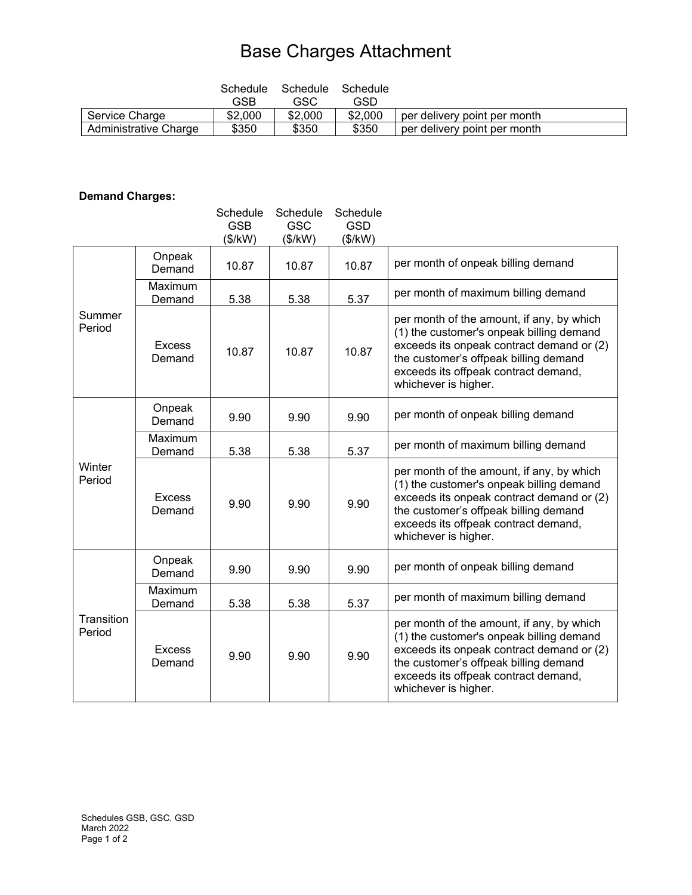# Base Charges Attachment

| | Schedule GSB | Schedule GSC | Schedule GSD | |
|---|---|---|---|---|
| Service Charge | $2,000 | $2,000 | $2,000 | per delivery point per month |
| Administrative Charge | $350 | $350 | $350 | per delivery point per month |

**Demand Charges:**

| | | Schedule GSB ($/kW) | Schedule GSC ($/kW) | Schedule GSD ($/kW) | |
|---|---|---|---|---|---|
| Summer Period | Onpeak Demand | 10.87 | 10.87 | 10.87 | per month of onpeak billing demand |
| | Maximum Demand | 5.38 | 5.38 | 5.37 | per month of maximum billing demand |
| | Excess Demand | 10.87 | 10.87 | 10.87 | per month of the amount, if any, by which (1) the customer's onpeak billing demand exceeds its onpeak contract demand or (2) the customer's offpeak billing demand exceeds its offpeak contract demand, whichever is higher. |
| Winter Period | Onpeak Demand | 9.90 | 9.90 | 9.90 | per month of onpeak billing demand |
| | Maximum Demand | 5.38 | 5.38 | 5.37 | per month of maximum billing demand |
| | Excess Demand | 9.90 | 9.90 | 9.90 | per month of the amount, if any, by which (1) the customer's onpeak billing demand exceeds its onpeak contract demand or (2) the customer's offpeak billing demand exceeds its offpeak contract demand, whichever is higher. |
| Transition Period | Onpeak Demand | 9.90 | 9.90 | 9.90 | per month of onpeak billing demand |
| | Maximum Demand | 5.38 | 5.38 | 5.37 | per month of maximum billing demand |
| | Excess Demand | 9.90 | 9.90 | 9.90 | per month of the amount, if any, by which (1) the customer's onpeak billing demand exceeds its onpeak contract demand or (2) the customer's offpeak billing demand exceeds its offpeak contract demand, whichever is higher. |

Schedules GSB, GSC, GSD
March 2022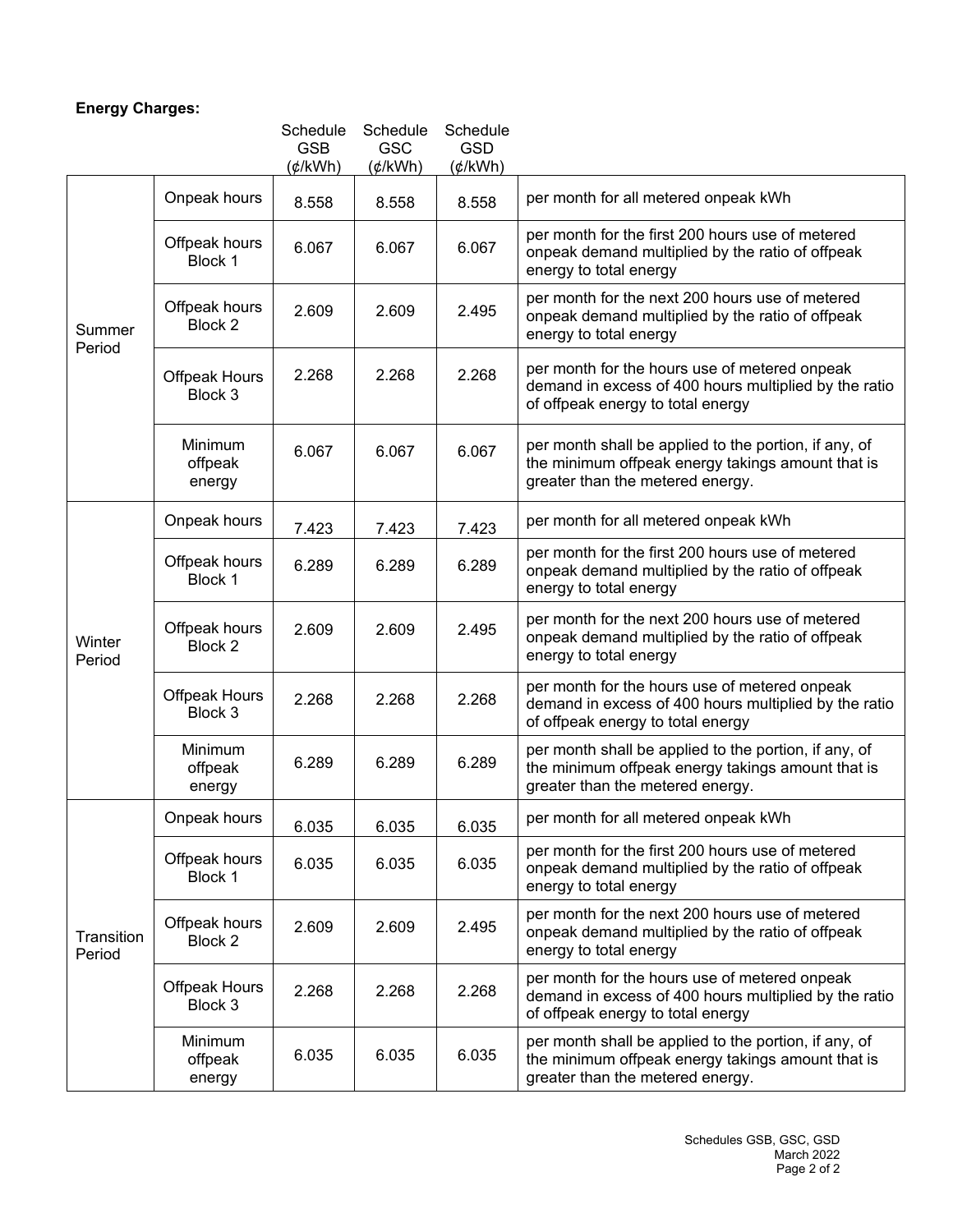**Energy Charges:**

| | | Schedule GSB (¢/kWh) | Schedule GSC (¢/kWh) | Schedule GSD (¢/kWh) | |
|---|---|---|---|---|---|
| Summer Period | Onpeak hours | 8.558 | 8.558 | 8.558 | per month for all metered onpeak kWh |
| | Offpeak hours Block 1 | 6.067 | 6.067 | 6.067 | per month for the first 200 hours use of metered onpeak demand multiplied by the ratio of offpeak energy to total energy |
| | Offpeak hours Block 2 | 2.609 | 2.609 | 2.495 | per month for the next 200 hours use of metered onpeak demand multiplied by the ratio of offpeak energy to total energy |
| | Offpeak Hours Block 3 | 2.268 | 2.268 | 2.268 | per month for the hours use of metered onpeak demand in excess of 400 hours multiplied by the ratio of offpeak energy to total energy |
| | Minimum offpeak energy | 6.067 | 6.067 | 6.067 | per month shall be applied to the portion, if any, of the minimum offpeak energy takings amount that is greater than the metered energy. |
| Winter Period | Onpeak hours | 7.423 | 7.423 | 7.423 | per month for all metered onpeak kWh |
| | Offpeak hours Block 1 | 6.289 | 6.289 | 6.289 | per month for the first 200 hours use of metered onpeak demand multiplied by the ratio of offpeak energy to total energy |
| | Offpeak hours Block 2 | 2.609 | 2.609 | 2.495 | per month for the next 200 hours use of metered onpeak demand multiplied by the ratio of offpeak energy to total energy |
| | Offpeak Hours Block 3 | 2.268 | 2.268 | 2.268 | per month for the hours use of metered onpeak demand in excess of 400 hours multiplied by the ratio of offpeak energy to total energy |
| | Minimum offpeak energy | 6.289 | 6.289 | 6.289 | per month shall be applied to the portion, if any, of the minimum offpeak energy takings amount that is greater than the metered energy. |
| Transition Period | Onpeak hours | 6.035 | 6.035 | 6.035 | per month for all metered onpeak kWh |
| | Offpeak hours Block 1 | 6.035 | 6.035 | 6.035 | per month for the first 200 hours use of metered onpeak demand multiplied by the ratio of offpeak energy to total energy |
| | Offpeak hours Block 2 | 2.609 | 2.609 | 2.495 | per month for the next 200 hours use of metered onpeak demand multiplied by the ratio of offpeak energy to total energy |
| | Offpeak Hours Block 3 | 2.268 | 2.268 | 2.268 | per month for the hours use of metered onpeak demand in excess of 400 hours multiplied by the ratio of offpeak energy to total energy |
| | Minimum offpeak energy | 6.035 | 6.035 | 6.035 | per month shall be applied to the portion, if any, of the minimum offpeak energy takings amount that is greater than the metered energy. |